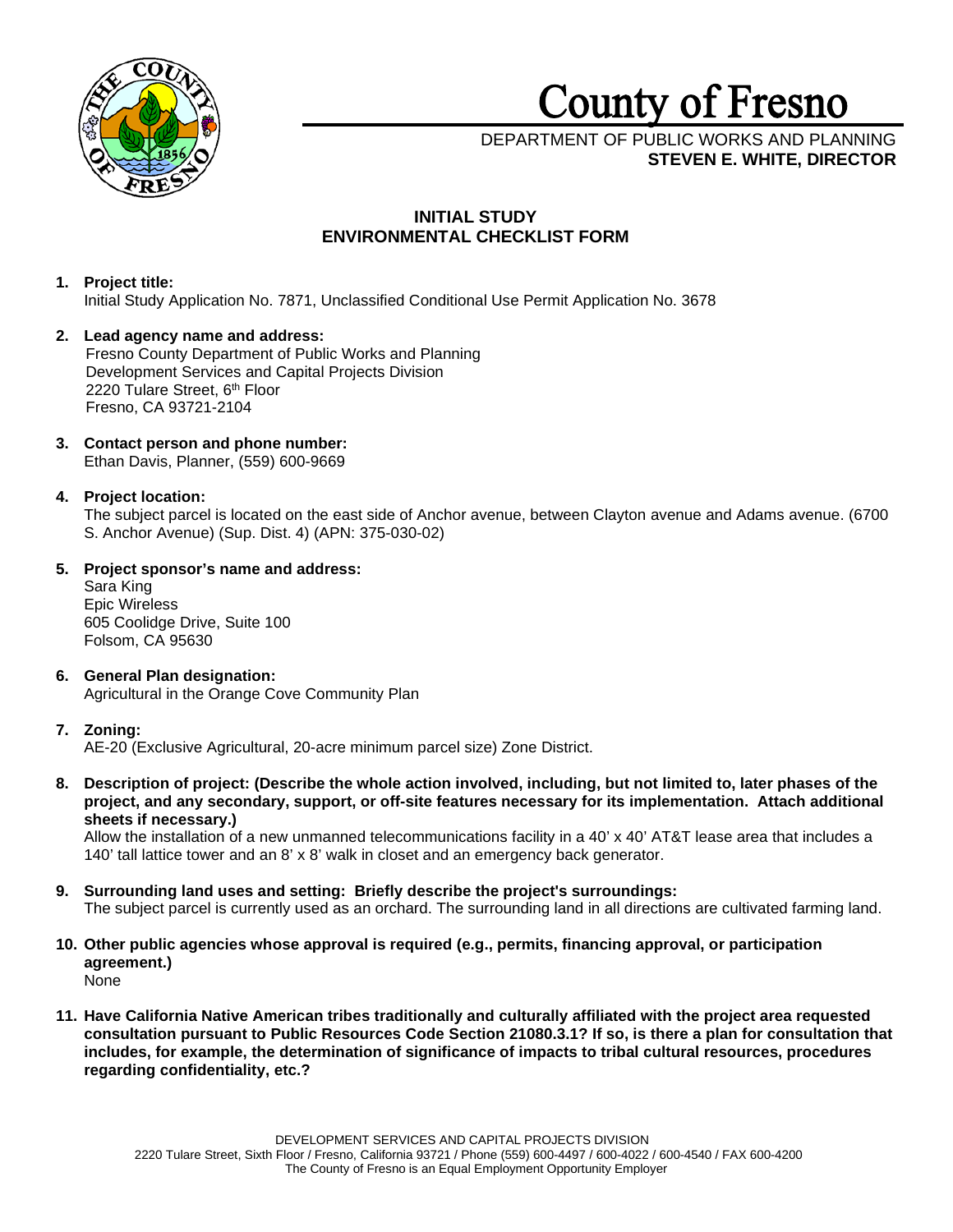# County of Fresno

DEPARTMENT OF PUBLIC WORKS AND PLANNING
**STEVEN E. WHITE, DIRECTOR**

## INITIAL STUDY
## ENVIRONMENTAL CHECKLIST FORM

1. **Project title:**
   Initial Study Application No. 7871, Unclassified Conditional Use Permit Application No. 3678

2. **Lead agency name and address:**
   Fresno County Department of Public Works and Planning
   Development Services and Capital Projects Division
   2220 Tulare Street, 6th Floor
   Fresno, CA 93721-2104

3. **Contact person and phone number:**
   Ethan Davis, Planner, (559) 600-9669

4. **Project location:**
   The subject parcel is located on the east side of Anchor avenue, between Clayton avenue and Adams avenue. (6700 S. Anchor Avenue) (Sup. Dist. 4) (APN: 375-030-02)

5. **Project sponsor's name and address:**
   Sara King
   Epic Wireless
   605 Coolidge Drive, Suite 100
   Folsom, CA 95630

6. **General Plan designation:**
   Agricultural in the Orange Cove Community Plan

7. **Zoning:**
   AE-20 (Exclusive Agricultural, 20-acre minimum parcel size) Zone District.

8. **Description of project: (Describe the whole action involved, including, but not limited to, later phases of the project, and any secondary, support, or off-site features necessary for its implementation. Attach additional sheets if necessary.)**
   Allow the installation of a new unmanned telecommunications facility in a 40' x 40' AT&T lease area that includes a 140' tall lattice tower and an 8' x 8' walk in closet and an emergency back generator.

9. **Surrounding land uses and setting: Briefly describe the project's surroundings:**
   The subject parcel is currently used as an orchard. The surrounding land in all directions are cultivated farming land.

10. **Other public agencies whose approval is required (e.g., permits, financing approval, or participation agreement.)**
    None

11. **Have California Native American tribes traditionally and culturally affiliated with the project area requested consultation pursuant to Public Resources Code Section 21080.3.1? If so, is there a plan for consultation that includes, for example, the determination of significance of impacts to tribal cultural resources, procedures regarding confidentiality, etc.?**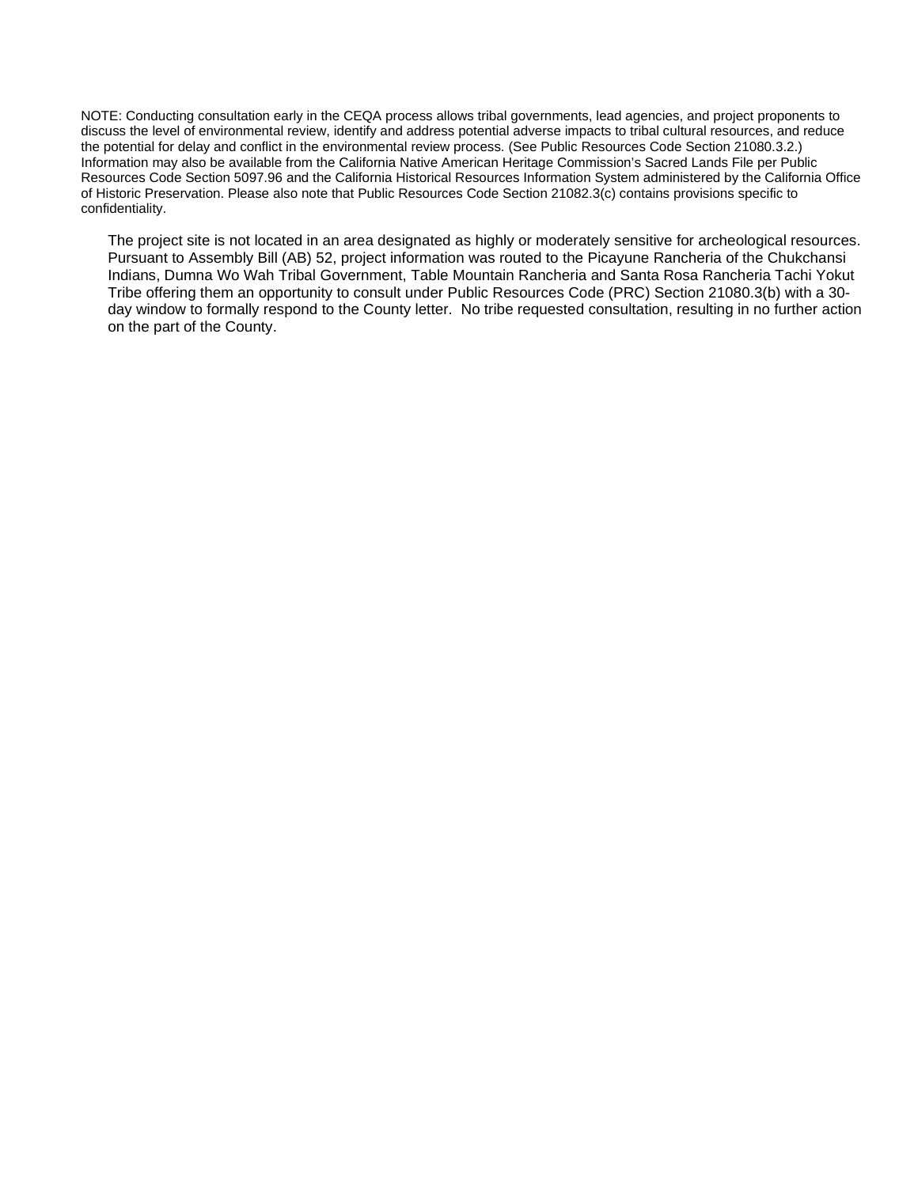NOTE: Conducting consultation early in the CEQA process allows tribal governments, lead agencies, and project proponents to discuss the level of environmental review, identify and address potential adverse impacts to tribal cultural resources, and reduce the potential for delay and conflict in the environmental review process. (See Public Resources Code Section 21080.3.2.) Information may also be available from the California Native American Heritage Commission's Sacred Lands File per Public Resources Code Section 5097.96 and the California Historical Resources Information System administered by the California Office of Historic Preservation. Please also note that Public Resources Code Section 21082.3(c) contains provisions specific to confidentiality.

The project site is not located in an area designated as highly or moderately sensitive for archeological resources. Pursuant to Assembly Bill (AB) 52, project information was routed to the Picayune Rancheria of the Chukchansi Indians, Dumna Wo Wah Tribal Government, Table Mountain Rancheria and Santa Rosa Rancheria Tachi Yokut Tribe offering them an opportunity to consult under Public Resources Code (PRC) Section 21080.3(b) with a 30-day window to formally respond to the County letter. No tribe requested consultation, resulting in no further action on the part of the County.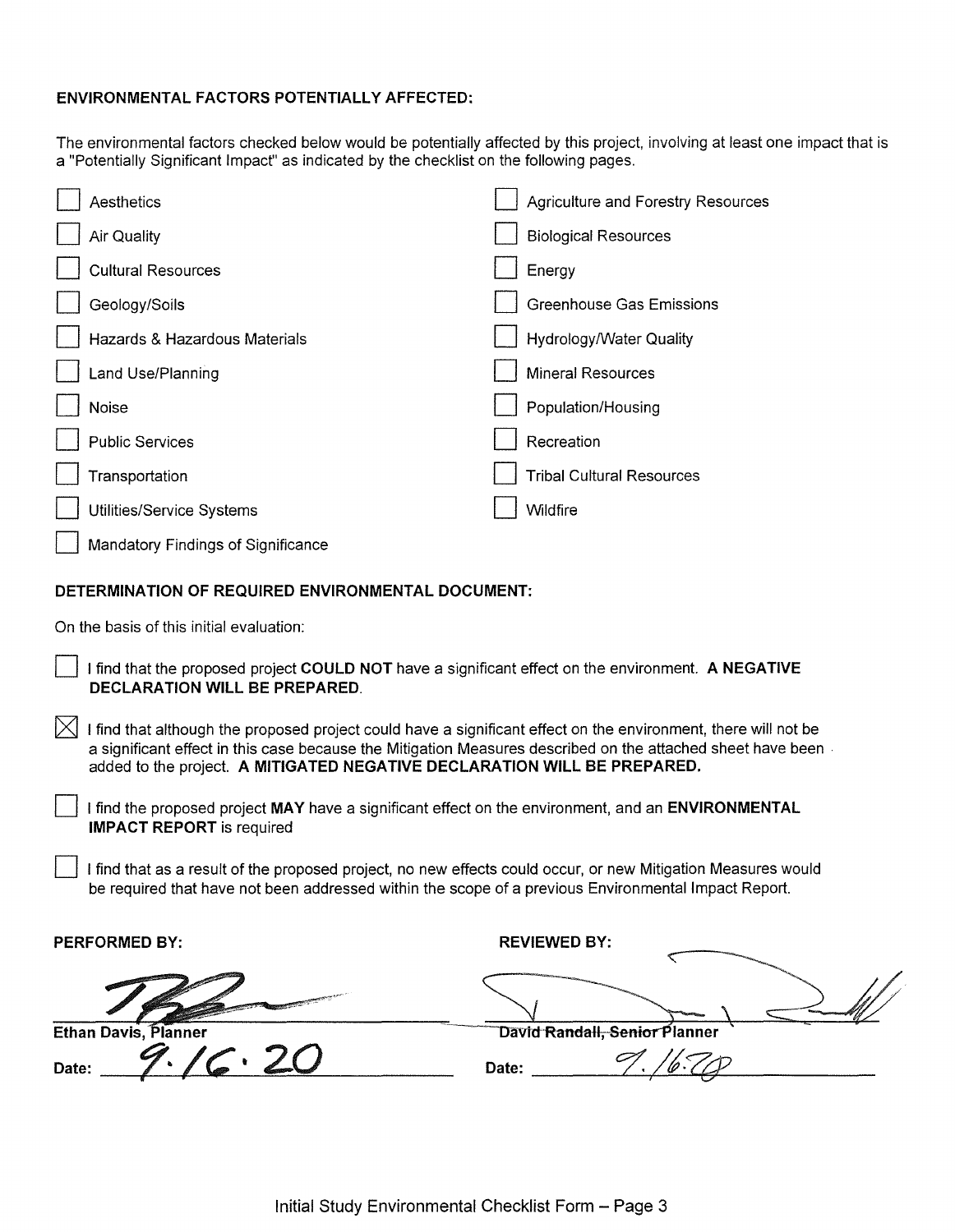**ENVIRONMENTAL FACTORS POTENTIALLY AFFECTED:**

The environmental factors checked below would be potentially affected by this project, involving at least one impact that is a "Potentially Significant Impact" as indicated by the checklist on the following pages.

- ☐ Aesthetics
- ☐ Agriculture and Forestry Resources
- ☐ Air Quality
- ☐ Biological Resources
- ☐ Cultural Resources
- ☐ Energy
- ☐ Geology/Soils
- ☐ Greenhouse Gas Emissions
- ☐ Hazards & Hazardous Materials
- ☐ Hydrology/Water Quality
- ☐ Land Use/Planning
- ☐ Mineral Resources
- ☐ Noise
- ☐ Population/Housing
- ☐ Public Services
- ☐ Recreation
- ☐ Transportation
- ☐ Tribal Cultural Resources
- ☐ Utilities/Service Systems
- ☐ Wildfire
- ☐ Mandatory Findings of Significance

**DETERMINATION OF REQUIRED ENVIRONMENTAL DOCUMENT:**

On the basis of this initial evaluation:

☐ I find that the proposed project **COULD NOT** have a significant effect on the environment. **A NEGATIVE DECLARATION WILL BE PREPARED.**

☒ I find that although the proposed project could have a significant effect on the environment, there will not be a significant effect in this case because the Mitigation Measures described on the attached sheet have been added to the project. **A MITIGATED NEGATIVE DECLARATION WILL BE PREPARED.**

☐ I find the proposed project **MAY** have a significant effect on the environment, and an **ENVIRONMENTAL IMPACT REPORT** is required

☐ I find that as a result of the proposed project, no new effects could occur, or new Mitigation Measures would be required that have not been addressed within the scope of a previous Environmental Impact Report.

| **PERFORMED BY:** | **REVIEWED BY:** |
|---|---|
| [signature] | [signature] |
| **Ethan Davis, Planner** | **David Randall, Senior Planner** |
| Date: 9.16.20 | Date: 9.16.20 |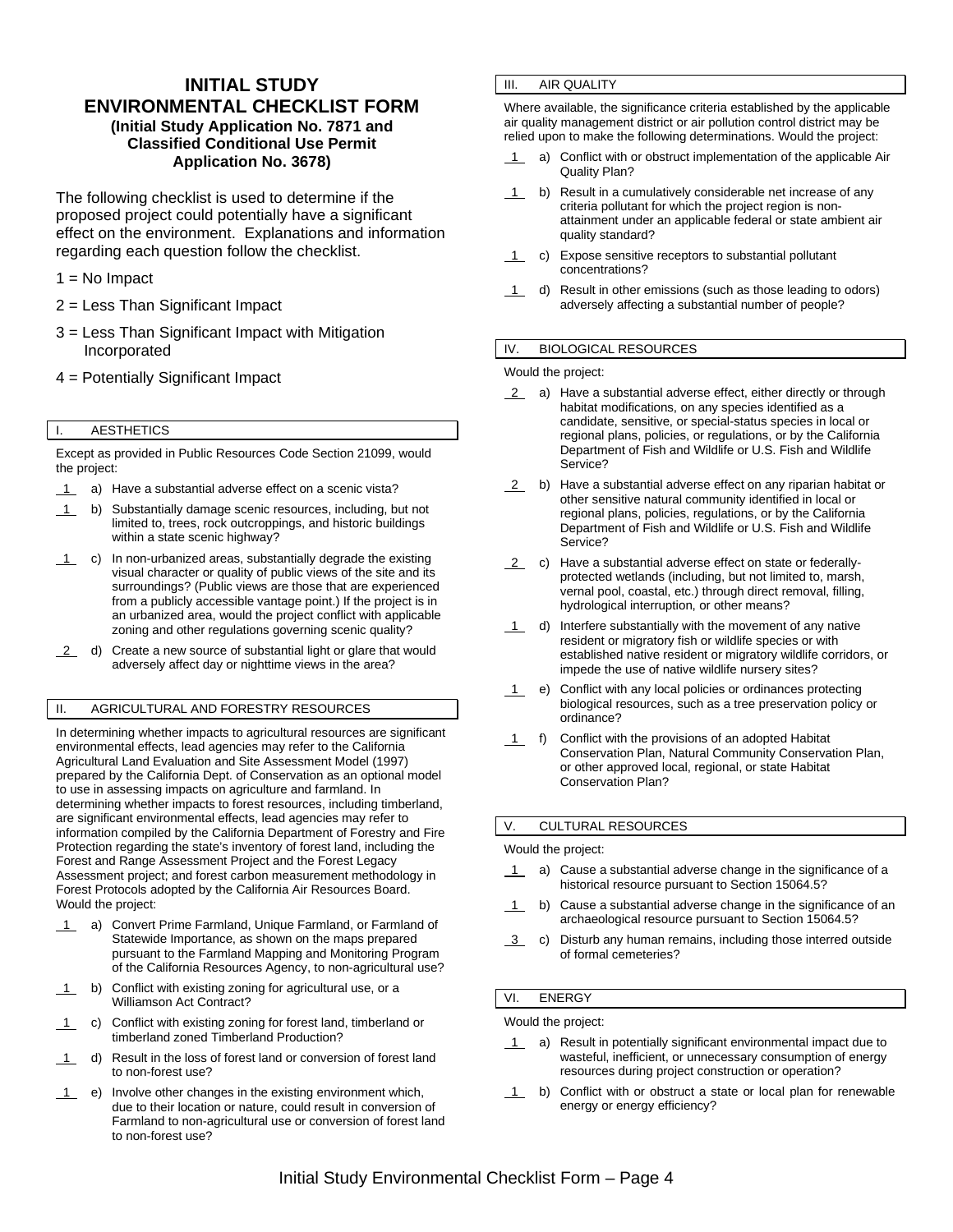# INITIAL STUDY ENVIRONMENTAL CHECKLIST FORM

**(Initial Study Application No. 7871 and Classified Conditional Use Permit Application No. 3678)**

The following checklist is used to determine if the proposed project could potentially have a significant effect on the environment. Explanations and information regarding each question follow the checklist.

1 = No Impact

2 = Less Than Significant Impact

3 = Less Than Significant Impact with Mitigation Incorporated

4 = Potentially Significant Impact

## I. AESTHETICS

Except as provided in Public Resources Code Section 21099, would the project:

__1__ a) Have a substantial adverse effect on a scenic vista?

__1__ b) Substantially damage scenic resources, including, but not limited to, trees, rock outcroppings, and historic buildings within a state scenic highway?

__1__ c) In non-urbanized areas, substantially degrade the existing visual character or quality of public views of the site and its surroundings? (Public views are those that are experienced from a publicly accessible vantage point.) If the project is in an urbanized area, would the project conflict with applicable zoning and other regulations governing scenic quality?

__2__ d) Create a new source of substantial light or glare that would adversely affect day or nighttime views in the area?

## II. AGRICULTURAL AND FORESTRY RESOURCES

In determining whether impacts to agricultural resources are significant environmental effects, lead agencies may refer to the California Agricultural Land Evaluation and Site Assessment Model (1997) prepared by the California Dept. of Conservation as an optional model to use in assessing impacts on agriculture and farmland. In determining whether impacts to forest resources, including timberland, are significant environmental effects, lead agencies may refer to information compiled by the California Department of Forestry and Fire Protection regarding the state's inventory of forest land, including the Forest and Range Assessment Project and the Forest Legacy Assessment project; and forest carbon measurement methodology in Forest Protocols adopted by the California Air Resources Board. Would the project:

__1__ a) Convert Prime Farmland, Unique Farmland, or Farmland of Statewide Importance, as shown on the maps prepared pursuant to the Farmland Mapping and Monitoring Program of the California Resources Agency, to non-agricultural use?

__1__ b) Conflict with existing zoning for agricultural use, or a Williamson Act Contract?

__1__ c) Conflict with existing zoning for forest land, timberland or timberland zoned Timberland Production?

__1__ d) Result in the loss of forest land or conversion of forest land to non-forest use?

__1__ e) Involve other changes in the existing environment which, due to their location or nature, could result in conversion of Farmland to non-agricultural use or conversion of forest land to non-forest use?

## III. AIR QUALITY

Where available, the significance criteria established by the applicable air quality management district or air pollution control district may be relied upon to make the following determinations. Would the project:

__1__ a) Conflict with or obstruct implementation of the applicable Air Quality Plan?

__1__ b) Result in a cumulatively considerable net increase of any criteria pollutant for which the project region is non-attainment under an applicable federal or state ambient air quality standard?

__1__ c) Expose sensitive receptors to substantial pollutant concentrations?

__1__ d) Result in other emissions (such as those leading to odors) adversely affecting a substantial number of people?

## IV. BIOLOGICAL RESOURCES

Would the project:

__2__ a) Have a substantial adverse effect, either directly or through habitat modifications, on any species identified as a candidate, sensitive, or special-status species in local or regional plans, policies, or regulations, or by the California Department of Fish and Wildlife or U.S. Fish and Wildlife Service?

__2__ b) Have a substantial adverse effect on any riparian habitat or other sensitive natural community identified in local or regional plans, policies, regulations, or by the California Department of Fish and Wildlife or U.S. Fish and Wildlife Service?

__2__ c) Have a substantial adverse effect on state or federally-protected wetlands (including, but not limited to, marsh, vernal pool, coastal, etc.) through direct removal, filling, hydrological interruption, or other means?

__1__ d) Interfere substantially with the movement of any native resident or migratory fish or wildlife species or with established native resident or migratory wildlife corridors, or impede the use of native wildlife nursery sites?

__1__ e) Conflict with any local policies or ordinances protecting biological resources, such as a tree preservation policy or ordinance?

__1__ f) Conflict with the provisions of an adopted Habitat Conservation Plan, Natural Community Conservation Plan, or other approved local, regional, or state Habitat Conservation Plan?

## V. CULTURAL RESOURCES

Would the project:

__1__ a) Cause a substantial adverse change in the significance of a historical resource pursuant to Section 15064.5?

__1__ b) Cause a substantial adverse change in the significance of an archaeological resource pursuant to Section 15064.5?

__3__ c) Disturb any human remains, including those interred outside of formal cemeteries?

## VI. ENERGY

Would the project:

__1__ a) Result in potentially significant environmental impact due to wasteful, inefficient, or unnecessary consumption of energy resources during project construction or operation?

__1__ b) Conflict with or obstruct a state or local plan for renewable energy or energy efficiency?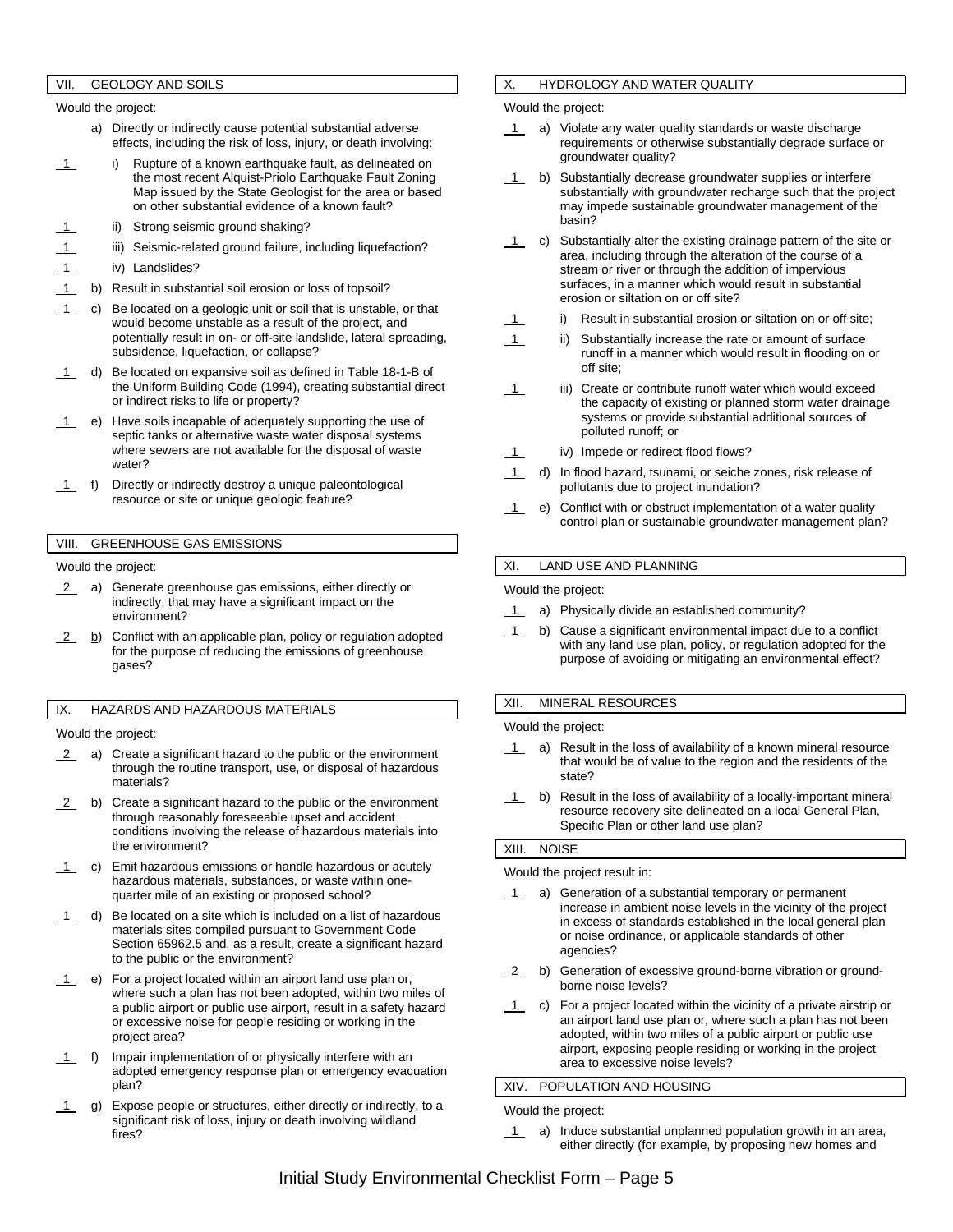## VII. GEOLOGY AND SOILS

Would the project:

a) Directly or indirectly cause potential substantial adverse effects, including the risk of loss, injury, or death involving:

1 i) Rupture of a known earthquake fault, as delineated on the most recent Alquist-Priolo Earthquake Fault Zoning Map issued by the State Geologist for the area or based on other substantial evidence of a known fault?

1 ii) Strong seismic ground shaking?

1 iii) Seismic-related ground failure, including liquefaction?

1 iv) Landslides?

1 b) Result in substantial soil erosion or loss of topsoil?

1 c) Be located on a geologic unit or soil that is unstable, or that would become unstable as a result of the project, and potentially result in on- or off-site landslide, lateral spreading, subsidence, liquefaction, or collapse?

1 d) Be located on expansive soil as defined in Table 18-1-B of the Uniform Building Code (1994), creating substantial direct or indirect risks to life or property?

1 e) Have soils incapable of adequately supporting the use of septic tanks or alternative waste water disposal systems where sewers are not available for the disposal of waste water?

1 f) Directly or indirectly destroy a unique paleontological resource or site or unique geologic feature?

## VIII. GREENHOUSE GAS EMISSIONS

Would the project:

2 a) Generate greenhouse gas emissions, either directly or indirectly, that may have a significant impact on the environment?

2 b) Conflict with an applicable plan, policy or regulation adopted for the purpose of reducing the emissions of greenhouse gases?

## IX. HAZARDS AND HAZARDOUS MATERIALS

Would the project:

2 a) Create a significant hazard to the public or the environment through the routine transport, use, or disposal of hazardous materials?

2 b) Create a significant hazard to the public or the environment through reasonably foreseeable upset and accident conditions involving the release of hazardous materials into the environment?

1 c) Emit hazardous emissions or handle hazardous or acutely hazardous materials, substances, or waste within one-quarter mile of an existing or proposed school?

1 d) Be located on a site which is included on a list of hazardous materials sites compiled pursuant to Government Code Section 65962.5 and, as a result, create a significant hazard to the public or the environment?

1 e) For a project located within an airport land use plan or, where such a plan has not been adopted, within two miles of a public airport or public use airport, result in a safety hazard or excessive noise for people residing or working in the project area?

1 f) Impair implementation of or physically interfere with an adopted emergency response plan or emergency evacuation plan?

1 g) Expose people or structures, either directly or indirectly, to a significant risk of loss, injury or death involving wildland fires?

## X. HYDROLOGY AND WATER QUALITY

Would the project:

1 a) Violate any water quality standards or waste discharge requirements or otherwise substantially degrade surface or groundwater quality?

1 b) Substantially decrease groundwater supplies or interfere substantially with groundwater recharge such that the project may impede sustainable groundwater management of the basin?

1 c) Substantially alter the existing drainage pattern of the site or area, including through the alteration of the course of a stream or river or through the addition of impervious surfaces, in a manner which would result in substantial erosion or siltation on or off site?

1 i) Result in substantial erosion or siltation on or off site;

1 ii) Substantially increase the rate or amount of surface runoff in a manner which would result in flooding on or off site;

1 iii) Create or contribute runoff water which would exceed the capacity of existing or planned storm water drainage systems or provide substantial additional sources of polluted runoff; or

1 iv) Impede or redirect flood flows?

1 d) In flood hazard, tsunami, or seiche zones, risk release of pollutants due to project inundation?

1 e) Conflict with or obstruct implementation of a water quality control plan or sustainable groundwater management plan?

## XI. LAND USE AND PLANNING

Would the project:

1 a) Physically divide an established community?

1 b) Cause a significant environmental impact due to a conflict with any land use plan, policy, or regulation adopted for the purpose of avoiding or mitigating an environmental effect?

## XII. MINERAL RESOURCES

Would the project:

1 a) Result in the loss of availability of a known mineral resource that would be of value to the region and the residents of the state?

1 b) Result in the loss of availability of a locally-important mineral resource recovery site delineated on a local General Plan, Specific Plan or other land use plan?

## XIII. NOISE

Would the project result in:

1 a) Generation of a substantial temporary or permanent increase in ambient noise levels in the vicinity of the project in excess of standards established in the local general plan or noise ordinance, or applicable standards of other agencies?

2 b) Generation of excessive ground-borne vibration or ground-borne noise levels?

1 c) For a project located within the vicinity of a private airstrip or an airport land use plan or, where such a plan has not been adopted, within two miles of a public airport or public use airport, exposing people residing or working in the project area to excessive noise levels?

## XIV. POPULATION AND HOUSING

Would the project:

1 a) Induce substantial unplanned population growth in an area, either directly (for example, by proposing new homes and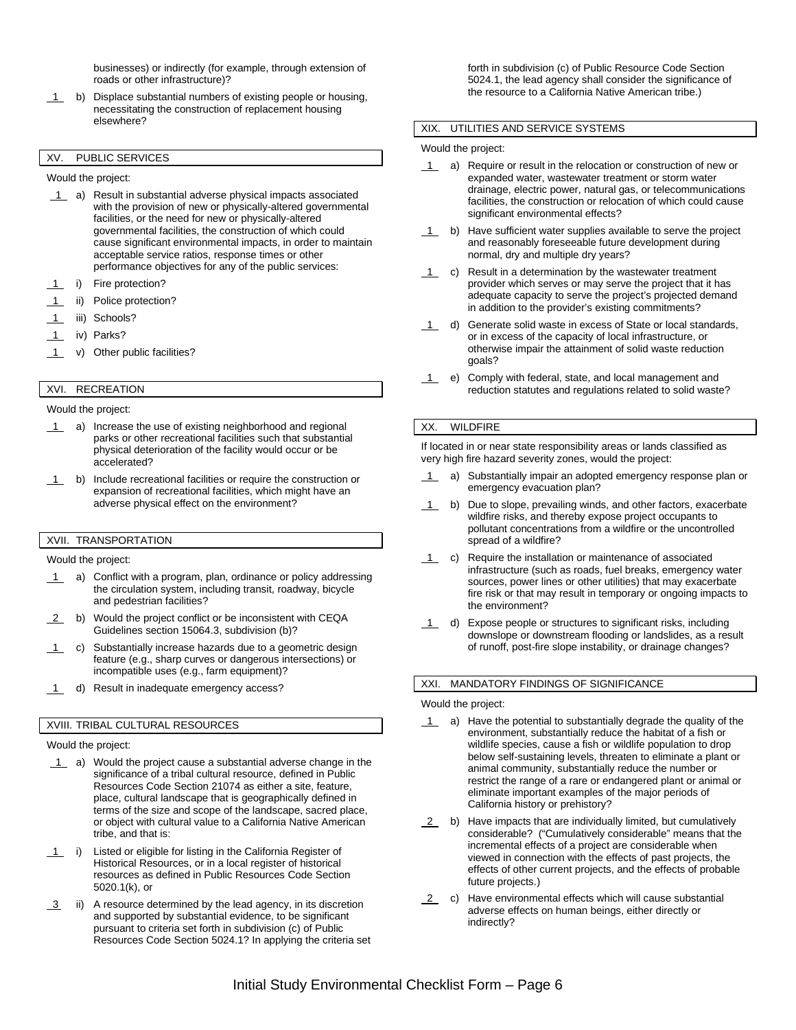businesses) or indirectly (for example, through extension of roads or other infrastructure)?

__1__ b) Displace substantial numbers of existing people or housing, necessitating the construction of replacement housing elsewhere?

## XV. PUBLIC SERVICES

Would the project:

__1__ a) Result in substantial adverse physical impacts associated with the provision of new or physically-altered governmental facilities, or the need for new or physically-altered governmental facilities, the construction of which could cause significant environmental impacts, in order to maintain acceptable service ratios, response times or other performance objectives for any of the public services:

__1__ i) Fire protection?

__1__ ii) Police protection?

__1__ iii) Schools?

__1__ iv) Parks?

__1__ v) Other public facilities?

## XVI. RECREATION

Would the project:

__1__ a) Increase the use of existing neighborhood and regional parks or other recreational facilities such that substantial physical deterioration of the facility would occur or be accelerated?

__1__ b) Include recreational facilities or require the construction or expansion of recreational facilities, which might have an adverse physical effect on the environment?

## XVII. TRANSPORTATION

Would the project:

__1__ a) Conflict with a program, plan, ordinance or policy addressing the circulation system, including transit, roadway, bicycle and pedestrian facilities?

__2__ b) Would the project conflict or be inconsistent with CEQA Guidelines section 15064.3, subdivision (b)?

__1__ c) Substantially increase hazards due to a geometric design feature (e.g., sharp curves or dangerous intersections) or incompatible uses (e.g., farm equipment)?

__1__ d) Result in inadequate emergency access?

## XVIII. TRIBAL CULTURAL RESOURCES

Would the project:

__1__ a) Would the project cause a substantial adverse change in the significance of a tribal cultural resource, defined in Public Resources Code Section 21074 as either a site, feature, place, cultural landscape that is geographically defined in terms of the size and scope of the landscape, sacred place, or object with cultural value to a California Native American tribe, and that is:

__1__ i) Listed or eligible for listing in the California Register of Historical Resources, or in a local register of historical resources as defined in Public Resources Code Section 5020.1(k), or

__3__ ii) A resource determined by the lead agency, in its discretion and supported by substantial evidence, to be significant pursuant to criteria set forth in subdivision (c) of Public Resources Code Section 5024.1? In applying the criteria set forth in subdivision (c) of Public Resource Code Section 5024.1, the lead agency shall consider the significance of the resource to a California Native American tribe.)

## XIX. UTILITIES AND SERVICE SYSTEMS

Would the project:

__1__ a) Require or result in the relocation or construction of new or expanded water, wastewater treatment or storm water drainage, electric power, natural gas, or telecommunications facilities, the construction or relocation of which could cause significant environmental effects?

__1__ b) Have sufficient water supplies available to serve the project and reasonably foreseeable future development during normal, dry and multiple dry years?

__1__ c) Result in a determination by the wastewater treatment provider which serves or may serve the project that it has adequate capacity to serve the project's projected demand in addition to the provider's existing commitments?

__1__ d) Generate solid waste in excess of State or local standards, or in excess of the capacity of local infrastructure, or otherwise impair the attainment of solid waste reduction goals?

__1__ e) Comply with federal, state, and local management and reduction statutes and regulations related to solid waste?

## XX. WILDFIRE

If located in or near state responsibility areas or lands classified as very high fire hazard severity zones, would the project:

__1__ a) Substantially impair an adopted emergency response plan or emergency evacuation plan?

__1__ b) Due to slope, prevailing winds, and other factors, exacerbate wildfire risks, and thereby expose project occupants to pollutant concentrations from a wildfire or the uncontrolled spread of a wildfire?

__1__ c) Require the installation or maintenance of associated infrastructure (such as roads, fuel breaks, emergency water sources, power lines or other utilities) that may exacerbate fire risk or that may result in temporary or ongoing impacts to the environment?

__1__ d) Expose people or structures to significant risks, including downslope or downstream flooding or landslides, as a result of runoff, post-fire slope instability, or drainage changes?

## XXI. MANDATORY FINDINGS OF SIGNIFICANCE

Would the project:

__1__ a) Have the potential to substantially degrade the quality of the environment, substantially reduce the habitat of a fish or wildlife species, cause a fish or wildlife population to drop below self-sustaining levels, threaten to eliminate a plant or animal community, substantially reduce the number or restrict the range of a rare or endangered plant or animal or eliminate important examples of the major periods of California history or prehistory?

__2__ b) Have impacts that are individually limited, but cumulatively considerable? ("Cumulatively considerable" means that the incremental effects of a project are considerable when viewed in connection with the effects of past projects, the effects of other current projects, and the effects of probable future projects.)

__2__ c) Have environmental effects which will cause substantial adverse effects on human beings, either directly or indirectly?

Initial Study Environmental Checklist Form – Page 6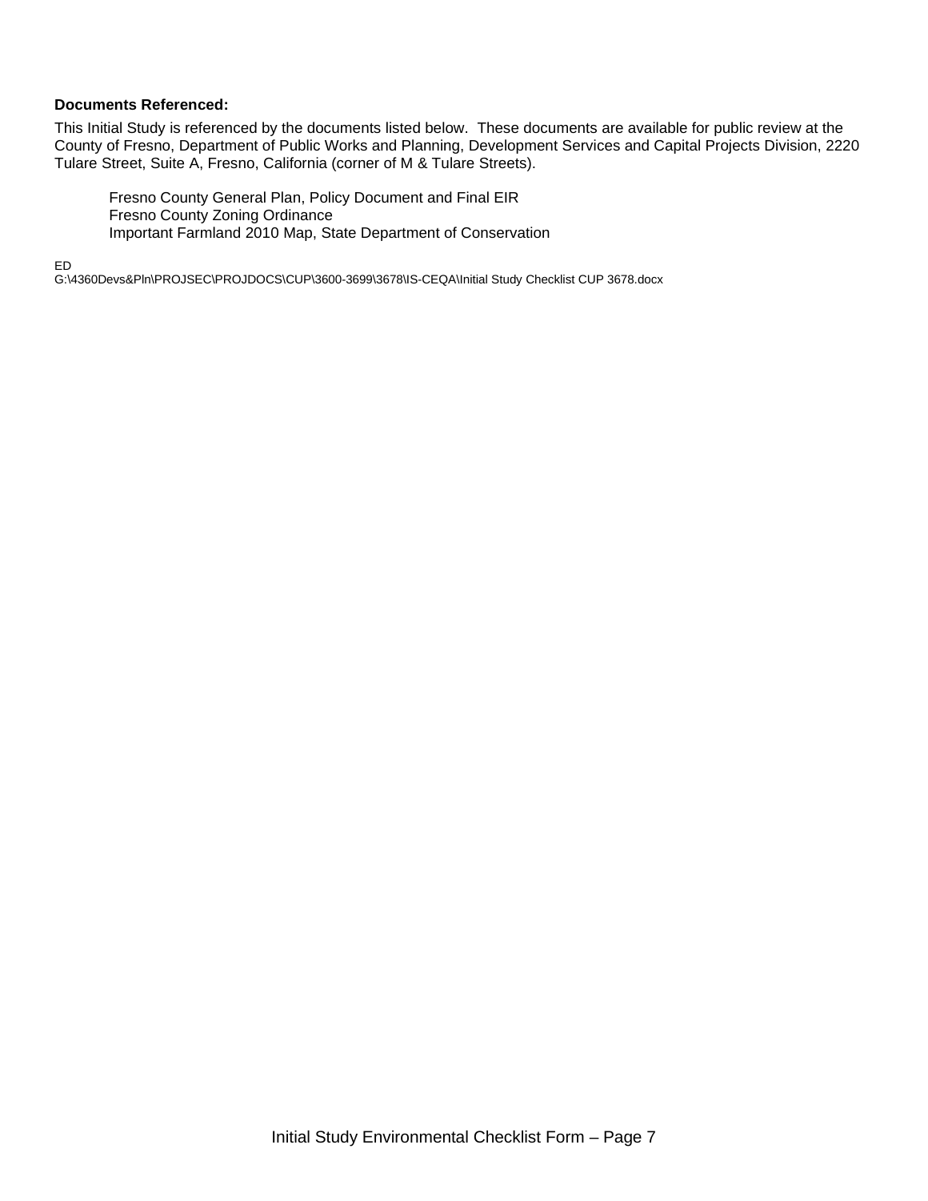**Documents Referenced:**

This Initial Study is referenced by the documents listed below. These documents are available for public review at the County of Fresno, Department of Public Works and Planning, Development Services and Capital Projects Division, 2220 Tulare Street, Suite A, Fresno, California (corner of M & Tulare Streets).

Fresno County General Plan, Policy Document and Final EIR
Fresno County Zoning Ordinance
Important Farmland 2010 Map, State Department of Conservation

ED
G:\4360Devs&Pln\PROJSEC\PROJDOCS\CUP\3600-3699\3678\IS-CEQA\Initial Study Checklist CUP 3678.docx